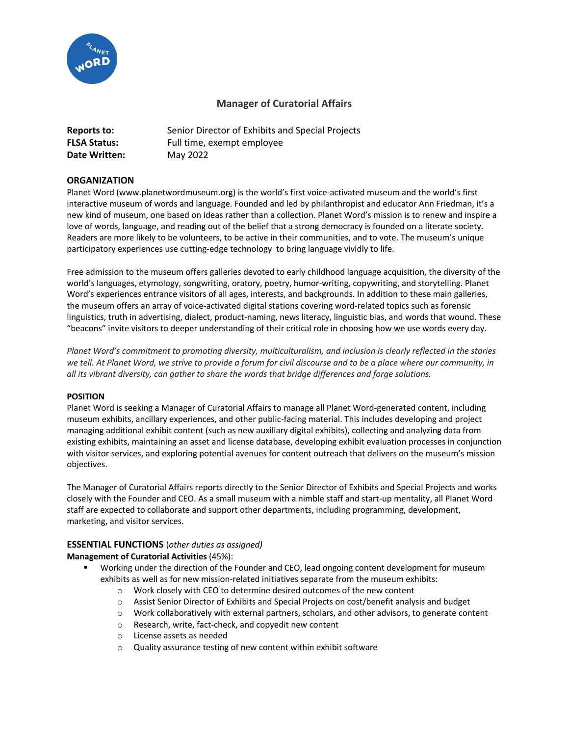# Manager of Curatorial Affairs

**Reports to:** Senior Director of Exhibits and Special Projects
**FLSA Status:** Full time, exempt employee
**Date Written:** May 2022

## ORGANIZATION

Planet Word (www.planetwordmuseum.org) is the world's first voice-activated museum and the world's first interactive museum of words and language. Founded and led by philanthropist and educator Ann Friedman, it's a new kind of museum, one based on ideas rather than a collection. Planet Word's mission is to renew and inspire a love of words, language, and reading out of the belief that a strong democracy is founded on a literate society. Readers are more likely to be volunteers, to be active in their communities, and to vote. The museum's unique participatory experiences use cutting-edge technology to bring language vividly to life.

Free admission to the museum offers galleries devoted to early childhood language acquisition, the diversity of the world's languages, etymology, songwriting, oratory, poetry, humor-writing, copywriting, and storytelling. Planet Word's experiences entrance visitors of all ages, interests, and backgrounds. In addition to these main galleries, the museum offers an array of voice-activated digital stations covering word-related topics such as forensic linguistics, truth in advertising, dialect, product-naming, news literacy, linguistic bias, and words that wound. These "beacons" invite visitors to deeper understanding of their critical role in choosing how we use words every day.

*Planet Word's commitment to promoting diversity, multiculturalism, and inclusion is clearly reflected in the stories we tell. At Planet Word, we strive to provide a forum for civil discourse and to be a place where our community, in all its vibrant diversity, can gather to share the words that bridge differences and forge solutions.*

### POSITION

Planet Word is seeking a Manager of Curatorial Affairs to manage all Planet Word-generated content, including museum exhibits, ancillary experiences, and other public-facing material. This includes developing and project managing additional exhibit content (such as new auxiliary digital exhibits), collecting and analyzing data from existing exhibits, maintaining an asset and license database, developing exhibit evaluation processes in conjunction with visitor services, and exploring potential avenues for content outreach that delivers on the museum's mission objectives.

The Manager of Curatorial Affairs reports directly to the Senior Director of Exhibits and Special Projects and works closely with the Founder and CEO. As a small museum with a nimble staff and start-up mentality, all Planet Word staff are expected to collaborate and support other departments, including programming, development, marketing, and visitor services.

## ESSENTIAL FUNCTIONS (*other duties as assigned*)

**Management of Curatorial Activities** (45%):

- Working under the direction of the Founder and CEO, lead ongoing content development for museum exhibits as well as for new mission-related initiatives separate from the museum exhibits:
  - Work closely with CEO to determine desired outcomes of the new content
  - Assist Senior Director of Exhibits and Special Projects on cost/benefit analysis and budget
  - Work collaboratively with external partners, scholars, and other advisors, to generate content
  - Research, write, fact-check, and copyedit new content
  - License assets as needed
  - Quality assurance testing of new content within exhibit software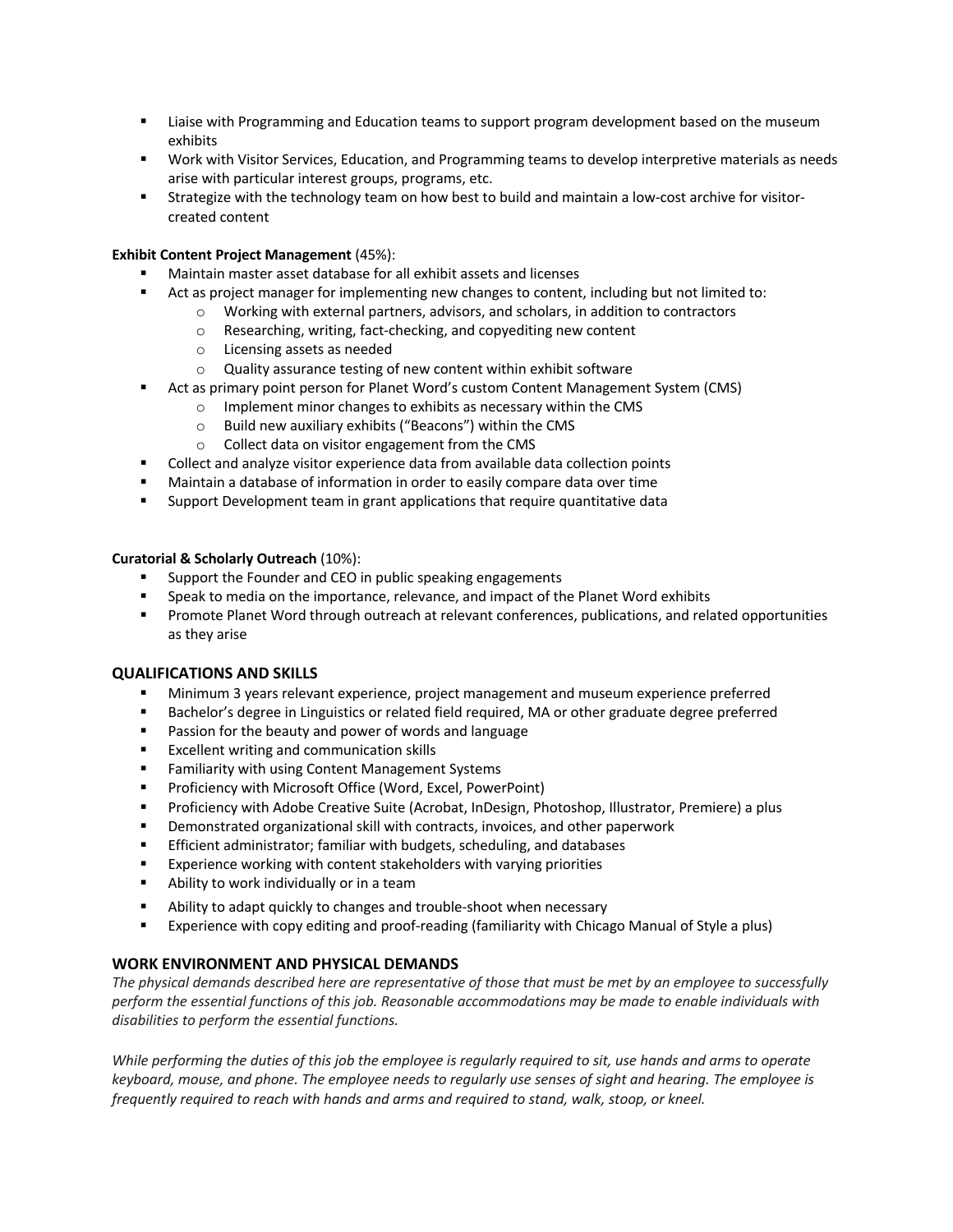- Liaise with Programming and Education teams to support program development based on the museum exhibits
- Work with Visitor Services, Education, and Programming teams to develop interpretive materials as needs arise with particular interest groups, programs, etc.
- Strategize with the technology team on how best to build and maintain a low-cost archive for visitor-created content

**Exhibit Content Project Management** (45%):

- Maintain master asset database for all exhibit assets and licenses
- Act as project manager for implementing new changes to content, including but not limited to:
  - Working with external partners, advisors, and scholars, in addition to contractors
  - Researching, writing, fact-checking, and copyediting new content
  - Licensing assets as needed
  - Quality assurance testing of new content within exhibit software
- Act as primary point person for Planet Word's custom Content Management System (CMS)
  - Implement minor changes to exhibits as necessary within the CMS
  - Build new auxiliary exhibits ("Beacons") within the CMS
  - Collect data on visitor engagement from the CMS
- Collect and analyze visitor experience data from available data collection points
- Maintain a database of information in order to easily compare data over time
- Support Development team in grant applications that require quantitative data

**Curatorial & Scholarly Outreach** (10%):

- Support the Founder and CEO in public speaking engagements
- Speak to media on the importance, relevance, and impact of the Planet Word exhibits
- Promote Planet Word through outreach at relevant conferences, publications, and related opportunities as they arise

## QUALIFICATIONS AND SKILLS

- Minimum 3 years relevant experience, project management and museum experience preferred
- Bachelor's degree in Linguistics or related field required, MA or other graduate degree preferred
- Passion for the beauty and power of words and language
- Excellent writing and communication skills
- Familiarity with using Content Management Systems
- Proficiency with Microsoft Office (Word, Excel, PowerPoint)
- Proficiency with Adobe Creative Suite (Acrobat, InDesign, Photoshop, Illustrator, Premiere) a plus
- Demonstrated organizational skill with contracts, invoices, and other paperwork
- Efficient administrator; familiar with budgets, scheduling, and databases
- Experience working with content stakeholders with varying priorities
- Ability to work individually or in a team
- Ability to adapt quickly to changes and trouble-shoot when necessary
- Experience with copy editing and proof-reading (familiarity with Chicago Manual of Style a plus)

## WORK ENVIRONMENT AND PHYSICAL DEMANDS

*The physical demands described here are representative of those that must be met by an employee to successfully perform the essential functions of this job. Reasonable accommodations may be made to enable individuals with disabilities to perform the essential functions.*

*While performing the duties of this job the employee is regularly required to sit, use hands and arms to operate keyboard, mouse, and phone. The employee needs to regularly use senses of sight and hearing. The employee is frequently required to reach with hands and arms and required to stand, walk, stoop, or kneel.*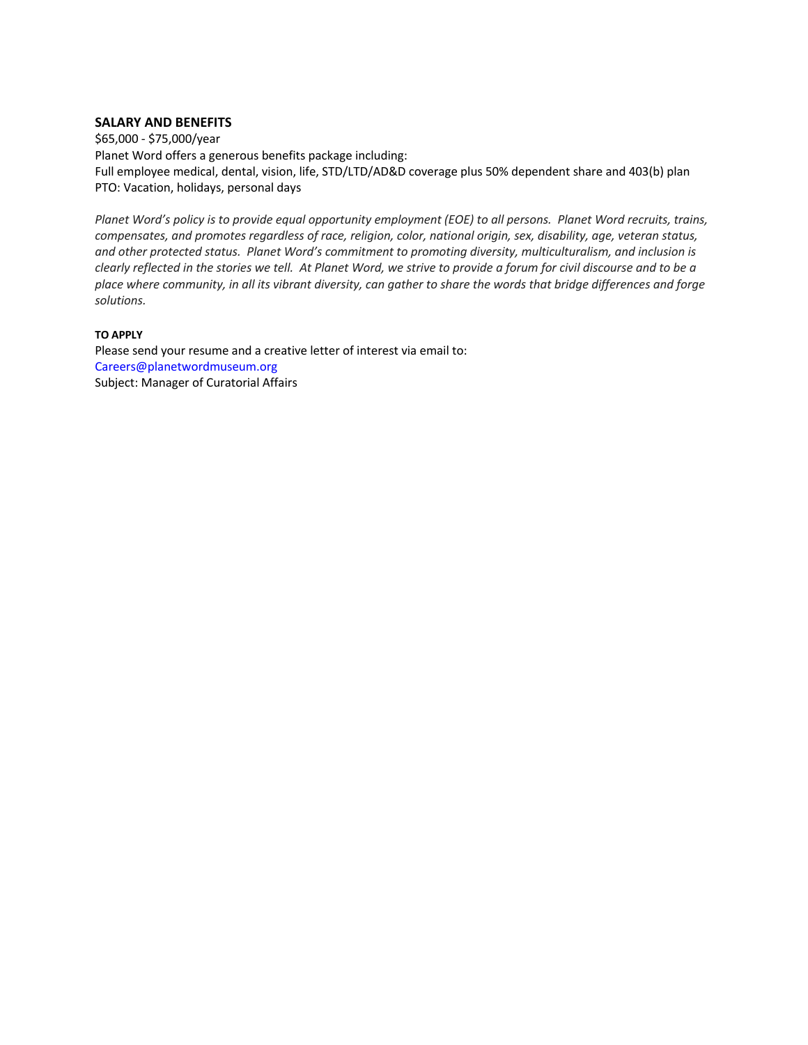## SALARY AND BENEFITS

$65,000 - $75,000/year
Planet Word offers a generous benefits package including:
Full employee medical, dental, vision, life, STD/LTD/AD&D coverage plus 50% dependent share and 403(b) plan
PTO: Vacation, holidays, personal days

*Planet Word's policy is to provide equal opportunity employment (EOE) to all persons. Planet Word recruits, trains, compensates, and promotes regardless of race, religion, color, national origin, sex, disability, age, veteran status, and other protected status. Planet Word's commitment to promoting diversity, multiculturalism, and inclusion is clearly reflected in the stories we tell. At Planet Word, we strive to provide a forum for civil discourse and to be a place where community, in all its vibrant diversity, can gather to share the words that bridge differences and forge solutions.*

#### TO APPLY

Please send your resume and a creative letter of interest via email to:
Careers@planetwordmuseum.org
Subject: Manager of Curatorial Affairs